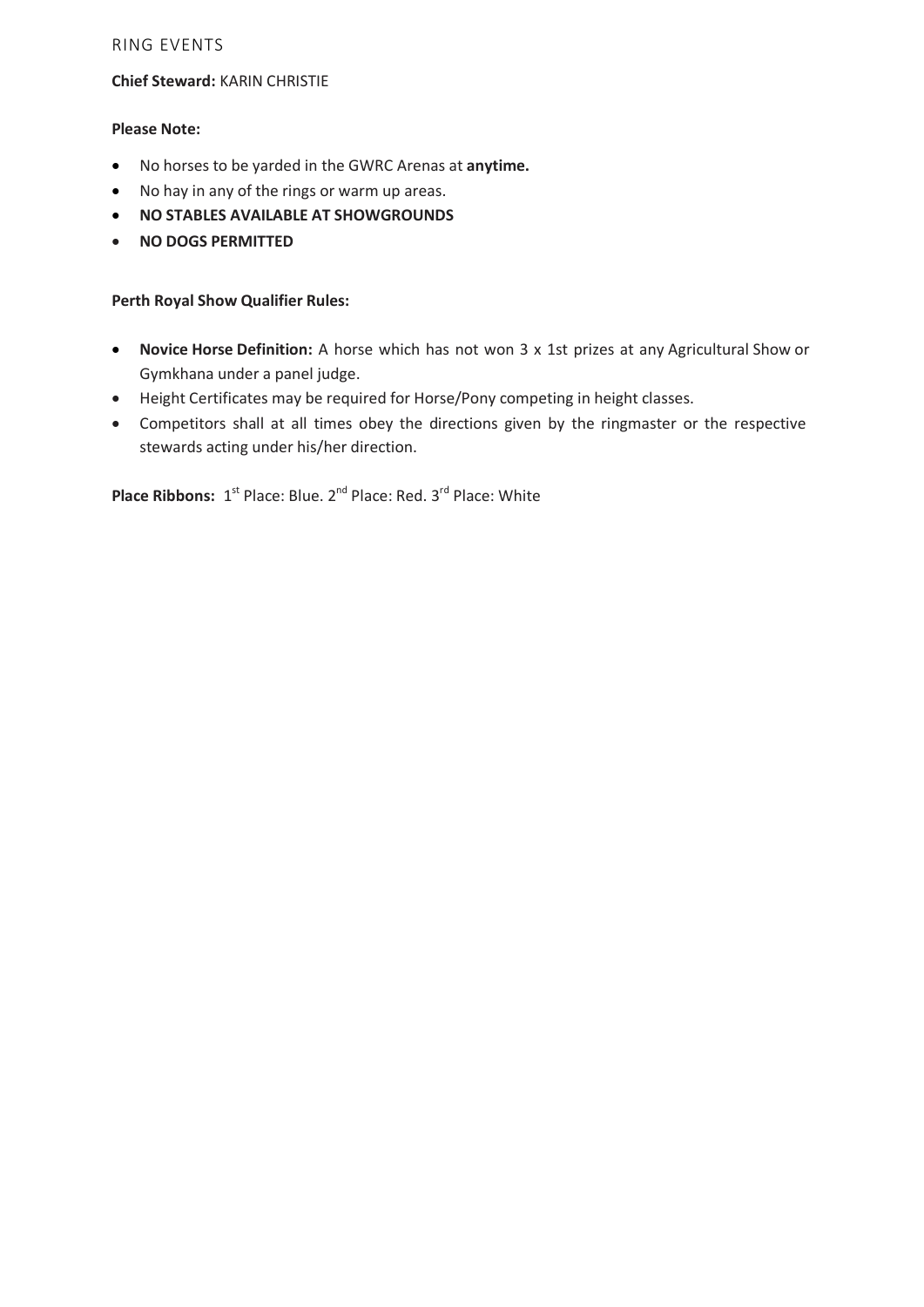# RING EVENTS

**Chief Steward:** KARIN CHRISTIE

**Please Note:**

- No horses to be yarded in the GWRC Arenas at **anytime.**
- No hay in any of the rings or warm up areas.
- **NO STABLES AVAILABLE AT SHOWGROUNDS**
- **NO DOGS PERMITTED**

**Perth Royal Show Qualifier Rules:**

- **Novice Horse Definition:** A horse which has not won 3 x 1st prizes at any Agricultural Show or Gymkhana under a panel judge.
- Height Certificates may be required for Horse/Pony competing in height classes.
- Competitors shall at all times obey the directions given by the ringmaster or the respective stewards acting under his/her direction.

**Place Ribbons:** 1st Place: Blue. 2nd Place: Red. 3rd Place: White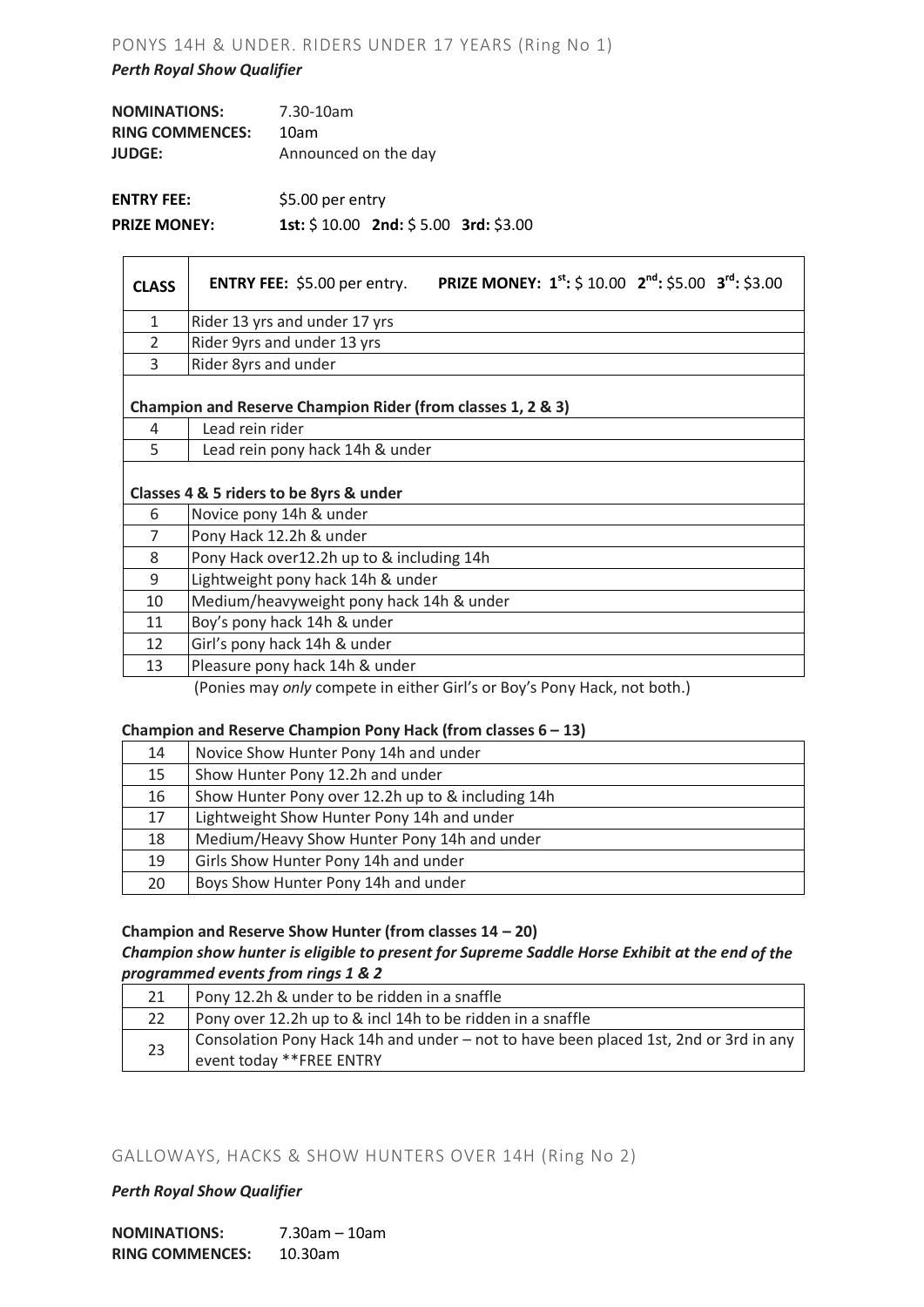## PONYS 14H & UNDER. RIDERS UNDER 17 YEARS (Ring No 1)

***Perth Royal Show Qualifier***

**NOMINATIONS:** 7.30-10am
**RING COMMENCES:** 10am
**JUDGE:** Announced on the day

**ENTRY FEE:** $5.00 per entry
**PRIZE MONEY:** **1st:** $ 10.00 **2nd:** $ 5.00 **3rd:** $3.00

| CLASS | **ENTRY FEE:** $5.00 per entry. **PRIZE MONEY: 1st:** $ 10.00 **2nd:** $5.00 **3rd:** $3.00 |
|---|---|
| 1 | Rider 13 yrs and under 17 yrs |
| 2 | Rider 9yrs and under 13 yrs |
| 3 | Rider 8yrs and under |
| | **Champion and Reserve Champion Rider (from classes 1, 2 & 3)** |
| 4 | Lead rein rider |
| 5 | Lead rein pony hack 14h & under |
| | **Classes 4 & 5 riders to be 8yrs & under** |
| 6 | Novice pony 14h & under |
| 7 | Pony Hack 12.2h & under |
| 8 | Pony Hack over12.2h up to & including 14h |
| 9 | Lightweight pony hack 14h & under |
| 10 | Medium/heavyweight pony hack 14h & under |
| 11 | Boy's pony hack 14h & under |
| 12 | Girl's pony hack 14h & under |
| 13 | Pleasure pony hack 14h & under |

(Ponies may *only* compete in either Girl's or Boy's Pony Hack, not both.)

**Champion and Reserve Champion Pony Hack (from classes 6 – 13)**

| | |
|---|---|
| 14 | Novice Show Hunter Pony 14h and under |
| 15 | Show Hunter Pony 12.2h and under |
| 16 | Show Hunter Pony over 12.2h up to & including 14h |
| 17 | Lightweight Show Hunter Pony 14h and under |
| 18 | Medium/Heavy Show Hunter Pony 14h and under |
| 19 | Girls Show Hunter Pony 14h and under |
| 20 | Boys Show Hunter Pony 14h and under |

**Champion and Reserve Show Hunter (from classes 14 – 20)**

***Champion show hunter is eligible to present for Supreme Saddle Horse Exhibit at the end of the programmed events from rings 1 & 2***

| | |
|---|---|
| 21 | Pony 12.2h & under to be ridden in a snaffle |
| 22 | Pony over 12.2h up to & incl 14h to be ridden in a snaffle |
| 23 | Consolation Pony Hack 14h and under – not to have been placed 1st, 2nd or 3rd in any event today **FREE ENTRY |

## GALLOWAYS, HACKS & SHOW HUNTERS OVER 14H (Ring No 2)

***Perth Royal Show Qualifier***

**NOMINATIONS:** 7.30am – 10am
**RING COMMENCES:** 10.30am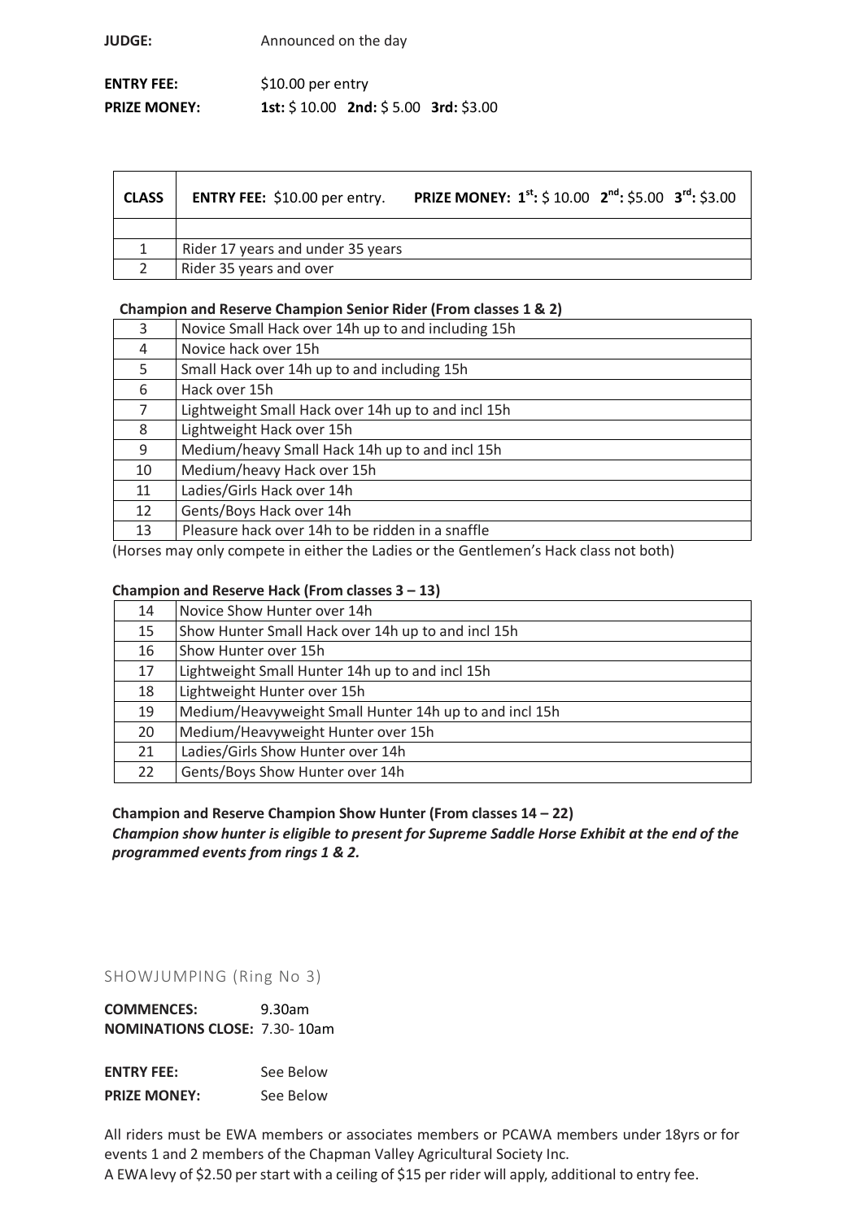**JUDGE:** Announced on the day

**ENTRY FEE:** $10.00 per entry

**PRIZE MONEY:** **1st:** $ 10.00 **2nd:** $ 5.00 **3rd:** $3.00

| CLASS | ENTRY FEE: $10.00 per entry. PRIZE MONEY: 1st: $ 10.00 2nd: $5.00 3rd: $3.00 |
|---|---|
| | |
| 1 | Rider 17 years and under 35 years |
| 2 | Rider 35 years and over |

**Champion and Reserve Champion Senior Rider (From classes 1 & 2)**

| | |
|---|---|
| 3 | Novice Small Hack over 14h up to and including 15h |
| 4 | Novice hack over 15h |
| 5 | Small Hack over 14h up to and including 15h |
| 6 | Hack over 15h |
| 7 | Lightweight Small Hack over 14h up to and incl 15h |
| 8 | Lightweight Hack over 15h |
| 9 | Medium/heavy Small Hack 14h up to and incl 15h |
| 10 | Medium/heavy Hack over 15h |
| 11 | Ladies/Girls Hack over 14h |
| 12 | Gents/Boys Hack over 14h |
| 13 | Pleasure hack over 14h to be ridden in a snaffle |

(Horses may only compete in either the Ladies or the Gentlemen's Hack class not both)

**Champion and Reserve Hack (From classes 3 – 13)**

| | |
|---|---|
| 14 | Novice Show Hunter over 14h |
| 15 | Show Hunter Small Hack over 14h up to and incl 15h |
| 16 | Show Hunter over 15h |
| 17 | Lightweight Small Hunter 14h up to and incl 15h |
| 18 | Lightweight Hunter over 15h |
| 19 | Medium/Heavyweight Small Hunter 14h up to and incl 15h |
| 20 | Medium/Heavyweight Hunter over 15h |
| 21 | Ladies/Girls Show Hunter over 14h |
| 22 | Gents/Boys Show Hunter over 14h |

**Champion and Reserve Champion Show Hunter (From classes 14 – 22)**

***Champion show hunter is eligible to present for Supreme Saddle Horse Exhibit at the end of the programmed events from rings 1 & 2.***

## SHOWJUMPING (Ring No 3)

**COMMENCES:** 9.30am

**NOMINATIONS CLOSE:** 7.30- 10am

**ENTRY FEE:** See Below

**PRIZE MONEY:** See Below

All riders must be EWA members or associates members or PCAWA members under 18yrs or for events 1 and 2 members of the Chapman Valley Agricultural Society Inc.

A EWA levy of $2.50 per start with a ceiling of $15 per rider will apply, additional to entry fee.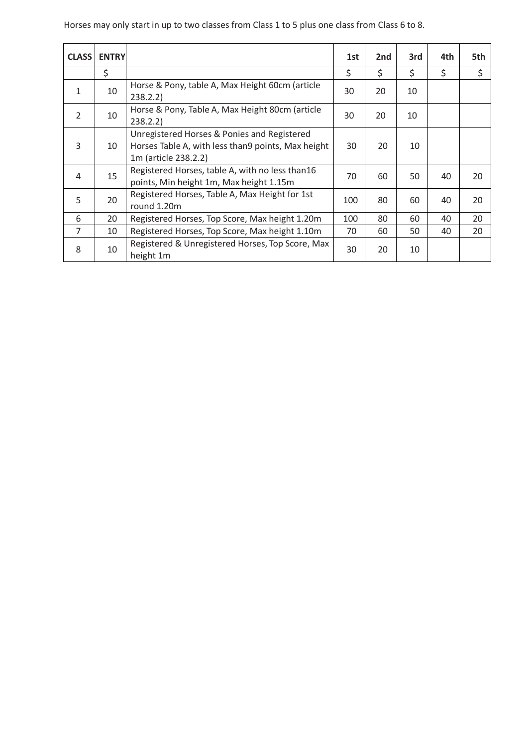Horses may only start in up to two classes from Class 1 to 5 plus one class from Class 6 to 8.

| CLASS | ENTRY | | 1st | 2nd | 3rd | 4th | 5th |
|---|---|---|---|---|---|---|---|
| | $ | | $ | $ | $ | $ | $ |
| 1 | 10 | Horse & Pony, table A, Max Height 60cm (article 238.2.2) | 30 | 20 | 10 | | |
| 2 | 10 | Horse & Pony, Table A, Max Height 80cm (article 238.2.2) | 30 | 20 | 10 | | |
| 3 | 10 | Unregistered Horses & Ponies and Registered Horses Table A, with less than9 points, Max height 1m (article 238.2.2) | 30 | 20 | 10 | | |
| 4 | 15 | Registered Horses, table A, with no less than16 points, Min height 1m, Max height 1.15m | 70 | 60 | 50 | 40 | 20 |
| 5 | 20 | Registered Horses, Table A, Max Height for 1st round 1.20m | 100 | 80 | 60 | 40 | 20 |
| 6 | 20 | Registered Horses, Top Score, Max height 1.20m | 100 | 80 | 60 | 40 | 20 |
| 7 | 10 | Registered Horses, Top Score, Max height 1.10m | 70 | 60 | 50 | 40 | 20 |
| 8 | 10 | Registered & Unregistered Horses, Top Score, Max height 1m | 30 | 20 | 10 | | |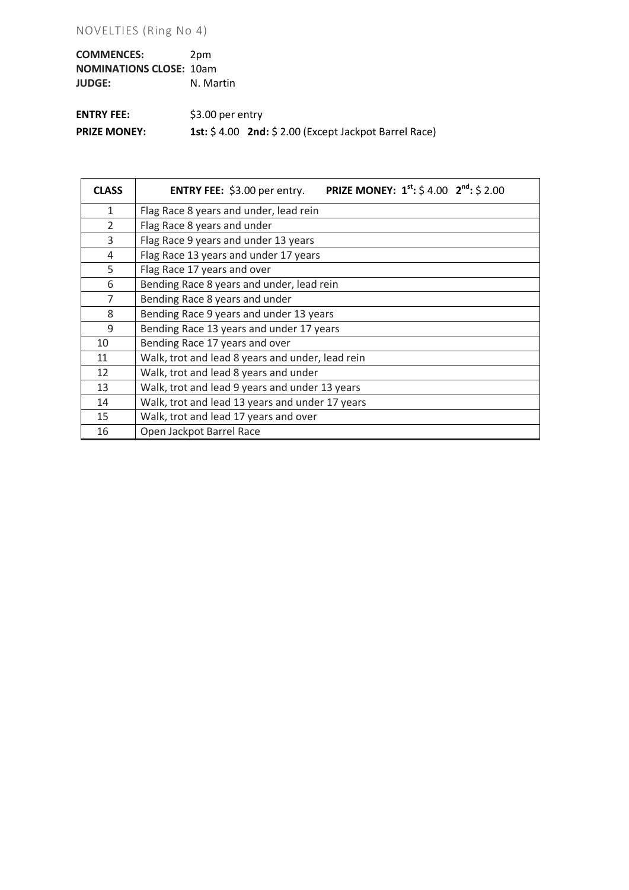# NOVELTIES (Ring No 4)

**COMMENCES:** 2pm
**NOMINATIONS CLOSE:** 10am
**JUDGE:** N. Martin

**ENTRY FEE:** $3.00 per entry
**PRIZE MONEY:** **1st:** $ 4.00 **2nd:** $ 2.00 (Except Jackpot Barrel Race)

| CLASS | ENTRY FEE: $3.00 per entry. PRIZE MONEY: 1st: $ 4.00 2nd: $ 2.00 |
|---|---|
| 1 | Flag Race 8 years and under, lead rein |
| 2 | Flag Race 8 years and under |
| 3 | Flag Race 9 years and under 13 years |
| 4 | Flag Race 13 years and under 17 years |
| 5 | Flag Race 17 years and over |
| 6 | Bending Race 8 years and under, lead rein |
| 7 | Bending Race 8 years and under |
| 8 | Bending Race 9 years and under 13 years |
| 9 | Bending Race 13 years and under 17 years |
| 10 | Bending Race 17 years and over |
| 11 | Walk, trot and lead 8 years and under, lead rein |
| 12 | Walk, trot and lead 8 years and under |
| 13 | Walk, trot and lead 9 years and under 13 years |
| 14 | Walk, trot and lead 13 years and under 17 years |
| 15 | Walk, trot and lead 17 years and over |
| 16 | Open Jackpot Barrel Race |